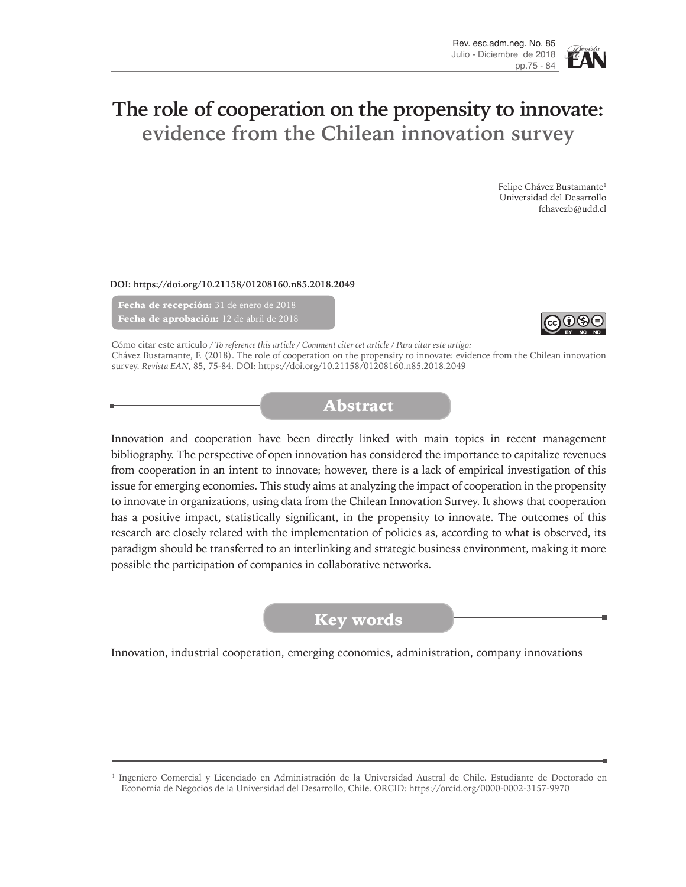# The role of cooperation on the propensity to innovate: evidence from the Chilean innovation survey

Felipe Chávez Bustamante[1]
Universidad del Desarrollo
fchavezb@udd.cl

**DOI: https://doi.org/10.21158/01208160.n85.2018.2049**

**Fecha de recepción:** 31 de enero de 2018
**Fecha de aprobación:** 12 de abril de 2018

Cómo citar este artículo / *To reference this article / Comment citer cet article / Para citar este artigo:*
Chávez Bustamante, F. (2018). The role of cooperation on the propensity to innovate: evidence from the Chilean innovation survey. *Revista EAN*, 85, 75-84. DOI: https://doi.org/10.21158/01208160.n85.2018.2049

## Abstract

Innovation and cooperation have been directly linked with main topics in recent management bibliography. The perspective of open innovation has considered the importance to capitalize revenues from cooperation in an intent to innovate; however, there is a lack of empirical investigation of this issue for emerging economies. This study aims at analyzing the impact of cooperation in the propensity to innovate in organizations, using data from the Chilean Innovation Survey. It shows that cooperation has a positive impact, statistically significant, in the propensity to innovate. The outcomes of this research are closely related with the implementation of policies as, according to what is observed, its paradigm should be transferred to an interlinking and strategic business environment, making it more possible the participation of companies in collaborative networks.

## Key words

Innovation, industrial cooperation, emerging economies, administration, company innovations

[1] Ingeniero Comercial y Licenciado en Administración de la Universidad Austral de Chile. Estudiante de Doctorado en Economía de Negocios de la Universidad del Desarrollo, Chile. ORCID: https://orcid.org/0000-0002-3157-9970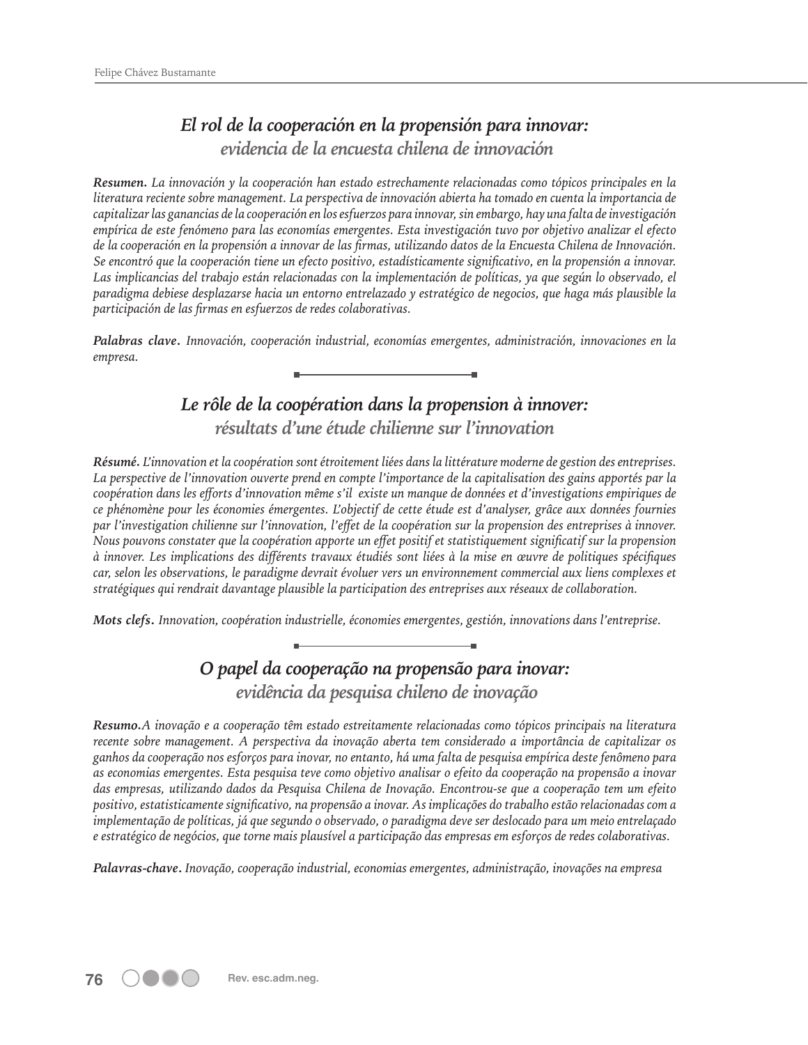## *El rol de la cooperación en la propensión para innovar:*
### *evidencia de la encuesta chilena de innovación*

***Resumen.*** *La innovación y la cooperación han estado estrechamente relacionadas como tópicos principales en la literatura reciente sobre management. La perspectiva de innovación abierta ha tomado en cuenta la importancia de capitalizar las ganancias de la cooperación en los esfuerzos para innovar, sin embargo, hay una falta de investigación empírica de este fenómeno para las economías emergentes. Esta investigación tuvo por objetivo analizar el efecto de la cooperación en la propensión a innovar de las firmas, utilizando datos de la Encuesta Chilena de Innovación. Se encontró que la cooperación tiene un efecto positivo, estadísticamente significativo, en la propensión a innovar. Las implicancias del trabajo están relacionadas con la implementación de políticas, ya que según lo observado, el paradigma debiese desplazarse hacia un entorno entrelazado y estratégico de negocios, que haga más plausible la participación de las firmas en esfuerzos de redes colaborativas.*

***Palabras clave.*** *Innovación, cooperación industrial, economías emergentes, administración, innovaciones en la empresa.*

## *Le rôle de la coopération dans la propension à innover:*
### *résultats d'une étude chilienne sur l'innovation*

***Résumé.*** *L'innovation et la coopération sont étroitement liées dans la littérature moderne de gestion des entreprises. La perspective de l'innovation ouverte prend en compte l'importance de la capitalisation des gains apportés par la coopération dans les efforts d'innovation même s'il existe un manque de données et d'investigations empiriques de ce phénomène pour les économies émergentes. L'objectif de cette étude est d'analyser, grâce aux données fournies par l'investigation chilienne sur l'innovation, l'effet de la coopération sur la propension des entreprises à innover. Nous pouvons constater que la coopération apporte un effet positif et statistiquement significatif sur la propension à innover. Les implications des différents travaux étudiés sont liées à la mise en œuvre de politiques spécifiques car, selon les observations, le paradigme devrait évoluer vers un environnement commercial aux liens complexes et stratégiques qui rendrait davantage plausible la participation des entreprises aux réseaux de collaboration.*

***Mots clefs.*** *Innovation, coopération industrielle, économies emergentes, gestion, innovations dans l'entreprise.*

## *O papel da cooperação na propensão para inovar:*
### *evidência da pesquisa chileno de inovação*

***Resumo.*** *A inovação e a cooperação têm estado estreitamente relacionadas como tópicos principais na literatura recente sobre management. A perspectiva da inovação aberta tem considerado a importância de capitalizar os ganhos da cooperação nos esforços para inovar, no entanto, há uma falta de pesquisa empírica deste fenômeno para as economias emergentes. Esta pesquisa teve como objetivo analisar o efeito da cooperação na propensão a inovar das empresas, utilizando dados da Pesquisa Chilena de Inovação. Encontrou-se que a cooperação tem um efeito positivo, estatisticamente significativo, na propensão a inovar. As implicações do trabalho estão relacionadas com a implementação de políticas, já que segundo o observado, o paradigma deve ser deslocado para um meio entrelaçado e estratégico de negócios, que torne mais plausível a participação das empresas em esforços de redes colaborativas.*

***Palavras-chave.*** *Inovação, cooperação industrial, economias emergentes, administração, inovações na empresa*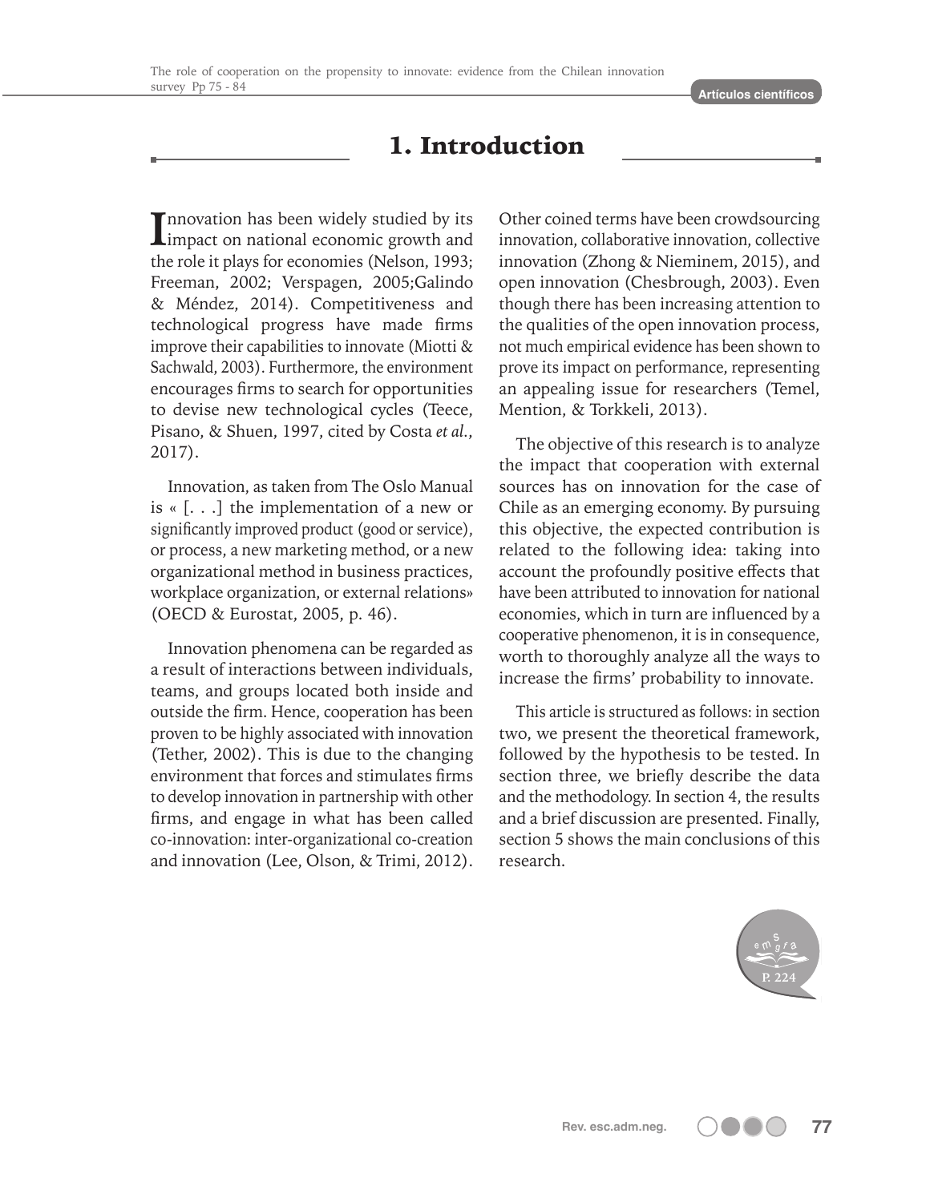# 1. Introduction

Innovation has been widely studied by its impact on national economic growth and the role it plays for economies (Nelson, 1993; Freeman, 2002; Verspagen, 2005;Galindo & Méndez, 2014). Competitiveness and technological progress have made firms improve their capabilities to innovate (Miotti & Sachwald, 2003). Furthermore, the environment encourages firms to search for opportunities to devise new technological cycles (Teece, Pisano, & Shuen, 1997, cited by Costa *et al.*, 2017).

Innovation, as taken from The Oslo Manual is « [. . .] the implementation of a new or significantly improved product (good or service), or process, a new marketing method, or a new organizational method in business practices, workplace organization, or external relations» (OECD & Eurostat, 2005, p. 46).

Innovation phenomena can be regarded as a result of interactions between individuals, teams, and groups located both inside and outside the firm. Hence, cooperation has been proven to be highly associated with innovation (Tether, 2002). This is due to the changing environment that forces and stimulates firms to develop innovation in partnership with other firms, and engage in what has been called co-innovation: inter-organizational co-creation and innovation (Lee, Olson, & Trimi, 2012). Other coined terms have been crowdsourcing innovation, collaborative innovation, collective innovation (Zhong & Nieminem, 2015), and open innovation (Chesbrough, 2003). Even though there has been increasing attention to the qualities of the open innovation process, not much empirical evidence has been shown to prove its impact on performance, representing an appealing issue for researchers (Temel, Mention, & Torkkeli, 2013).

The objective of this research is to analyze the impact that cooperation with external sources has on innovation for the case of Chile as an emerging economy. By pursuing this objective, the expected contribution is related to the following idea: taking into account the profoundly positive effects that have been attributed to innovation for national economies, which in turn are influenced by a cooperative phenomenon, it is in consequence, worth to thoroughly analyze all the ways to increase the firms' probability to innovate.

This article is structured as follows: in section two, we present the theoretical framework, followed by the hypothesis to be tested. In section three, we briefly describe the data and the methodology. In section 4, the results and a brief discussion are presented. Finally, section 5 shows the main conclusions of this research.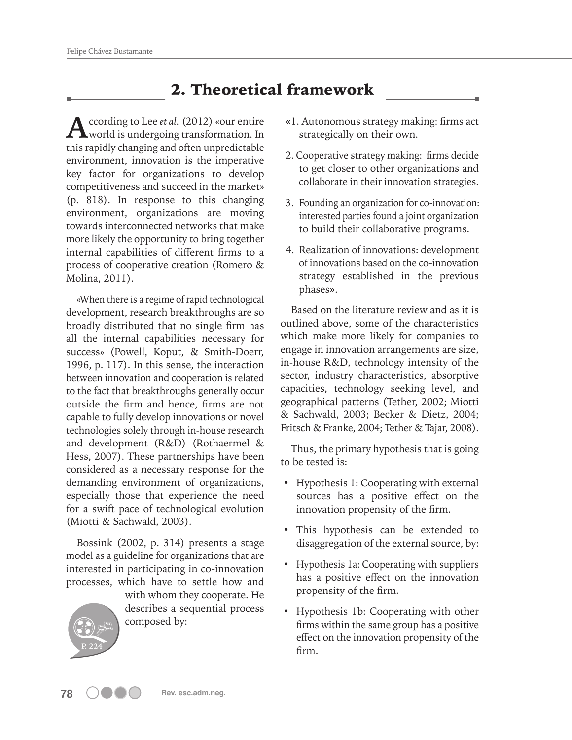## 2. Theoretical framework

According to Lee *et al.* (2012) «our entire world is undergoing transformation. In this rapidly changing and often unpredictable environment, innovation is the imperative key factor for organizations to develop competitiveness and succeed in the market» (p. 818). In response to this changing environment, organizations are moving towards interconnected networks that make more likely the opportunity to bring together internal capabilities of different firms to a process of cooperative creation (Romero & Molina, 2011).

«When there is a regime of rapid technological development, research breakthroughs are so broadly distributed that no single firm has all the internal capabilities necessary for success» (Powell, Koput, & Smith-Doerr, 1996, p. 117). In this sense, the interaction between innovation and cooperation is related to the fact that breakthroughs generally occur outside the firm and hence, firms are not capable to fully develop innovations or novel technologies solely through in-house research and development (R&D) (Rothaermel & Hess, 2007). These partnerships have been considered as a necessary response for the demanding environment of organizations, especially those that experience the need for a swift pace of technological evolution (Miotti & Sachwald, 2003).

Bossink (2002, p. 314) presents a stage model as a guideline for organizations that are interested in participating in co-innovation processes, which have to settle how and with whom they cooperate. He describes a sequential process composed by:

«1. Autonomous strategy making: firms act strategically on their own.

2. Cooperative strategy making: firms decide to get closer to other organizations and collaborate in their innovation strategies.

3. Founding an organization for co-innovation: interested parties found a joint organization to build their collaborative programs.

4. Realization of innovations: development of innovations based on the co-innovation strategy established in the previous phases».

Based on the literature review and as it is outlined above, some of the characteristics which make more likely for companies to engage in innovation arrangements are size, in-house R&D, technology intensity of the sector, industry characteristics, absorptive capacities, technology seeking level, and geographical patterns (Tether, 2002; Miotti & Sachwald, 2003; Becker & Dietz, 2004; Fritsch & Franke, 2004; Tether & Tajar, 2008).

Thus, the primary hypothesis that is going to be tested is:

- Hypothesis 1: Cooperating with external sources has a positive effect on the innovation propensity of the firm.
- This hypothesis can be extended to disaggregation of the external source, by:
- Hypothesis 1a: Cooperating with suppliers has a positive effect on the innovation propensity of the firm.
- Hypothesis 1b: Cooperating with other firms within the same group has a positive effect on the innovation propensity of the firm.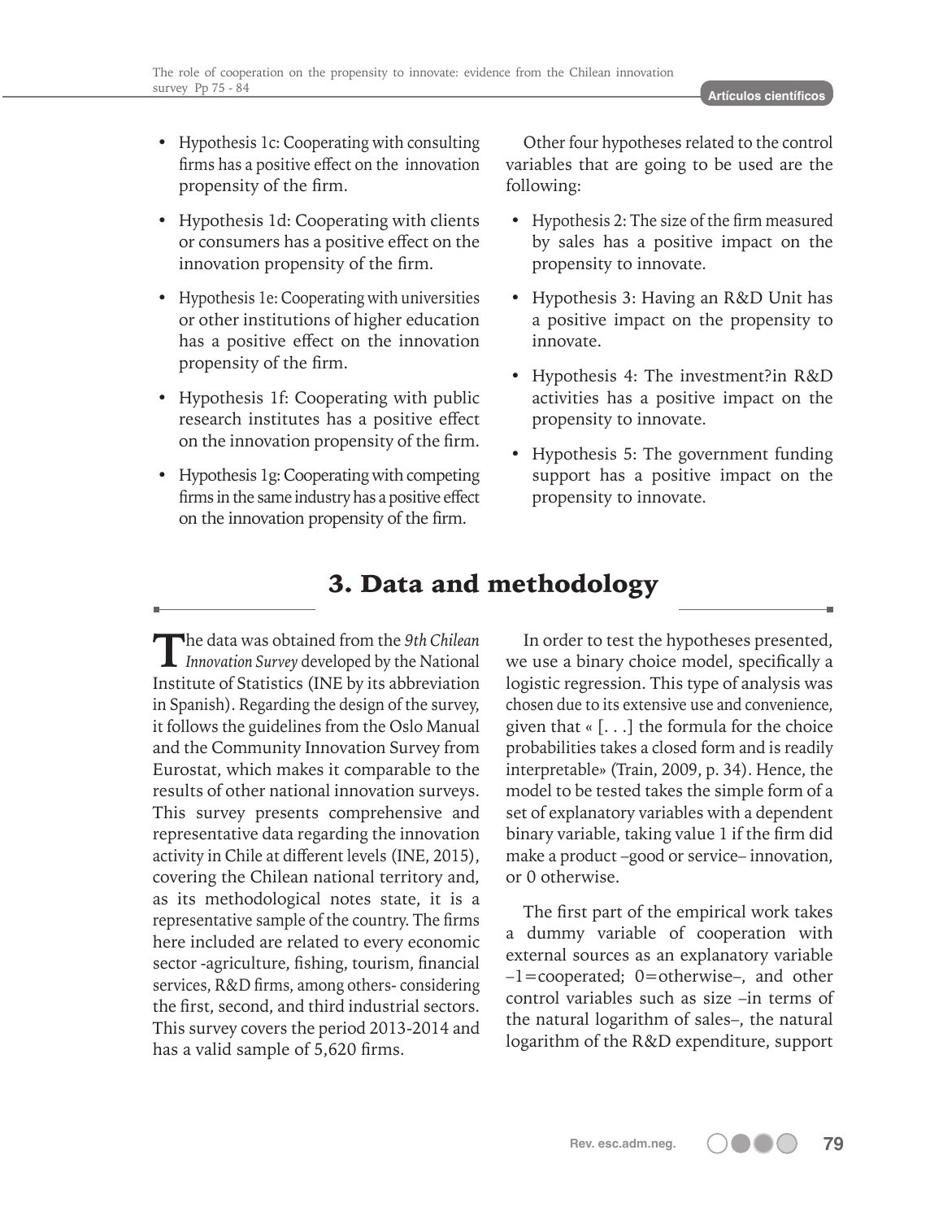- Hypothesis 1c: Cooperating with consulting firms has a positive effect on the innovation propensity of the firm.
- Hypothesis 1d: Cooperating with clients or consumers has a positive effect on the innovation propensity of the firm.
- Hypothesis 1e: Cooperating with universities or other institutions of higher education has a positive effect on the innovation propensity of the firm.
- Hypothesis 1f: Cooperating with public research institutes has a positive effect on the innovation propensity of the firm.
- Hypothesis 1g: Cooperating with competing firms in the same industry has a positive effect on the innovation propensity of the firm.

Other four hypotheses related to the control variables that are going to be used are the following:

- Hypothesis 2: The size of the firm measured by sales has a positive impact on the propensity to innovate.
- Hypothesis 3: Having an R&D Unit has a positive impact on the propensity to innovate.
- Hypothesis 4: The investment?in R&D activities has a positive impact on the propensity to innovate.
- Hypothesis 5: The government funding support has a positive impact on the propensity to innovate.

## 3. Data and methodology

The data was obtained from the *9th Chilean Innovation Survey* developed by the National Institute of Statistics (INE by its abbreviation in Spanish). Regarding the design of the survey, it follows the guidelines from the Oslo Manual and the Community Innovation Survey from Eurostat, which makes it comparable to the results of other national innovation surveys. This survey presents comprehensive and representative data regarding the innovation activity in Chile at different levels (INE, 2015), covering the Chilean national territory and, as its methodological notes state, it is a representative sample of the country. The firms here included are related to every economic sector -agriculture, fishing, tourism, financial services, R&D firms, among others- considering the first, second, and third industrial sectors. This survey covers the period 2013-2014 and has a valid sample of 5,620 firms.

In order to test the hypotheses presented, we use a binary choice model, specifically a logistic regression. This type of analysis was chosen due to its extensive use and convenience, given that « [. . .] the formula for the choice probabilities takes a closed form and is readily interpretable» (Train, 2009, p. 34). Hence, the model to be tested takes the simple form of a set of explanatory variables with a dependent binary variable, taking value 1 if the firm did make a product –good or service– innovation, or 0 otherwise.

The first part of the empirical work takes a dummy variable of cooperation with external sources as an explanatory variable –1=cooperated; 0=otherwise–, and other control variables such as size –in terms of the natural logarithm of sales–, the natural logarithm of the R&D expenditure, support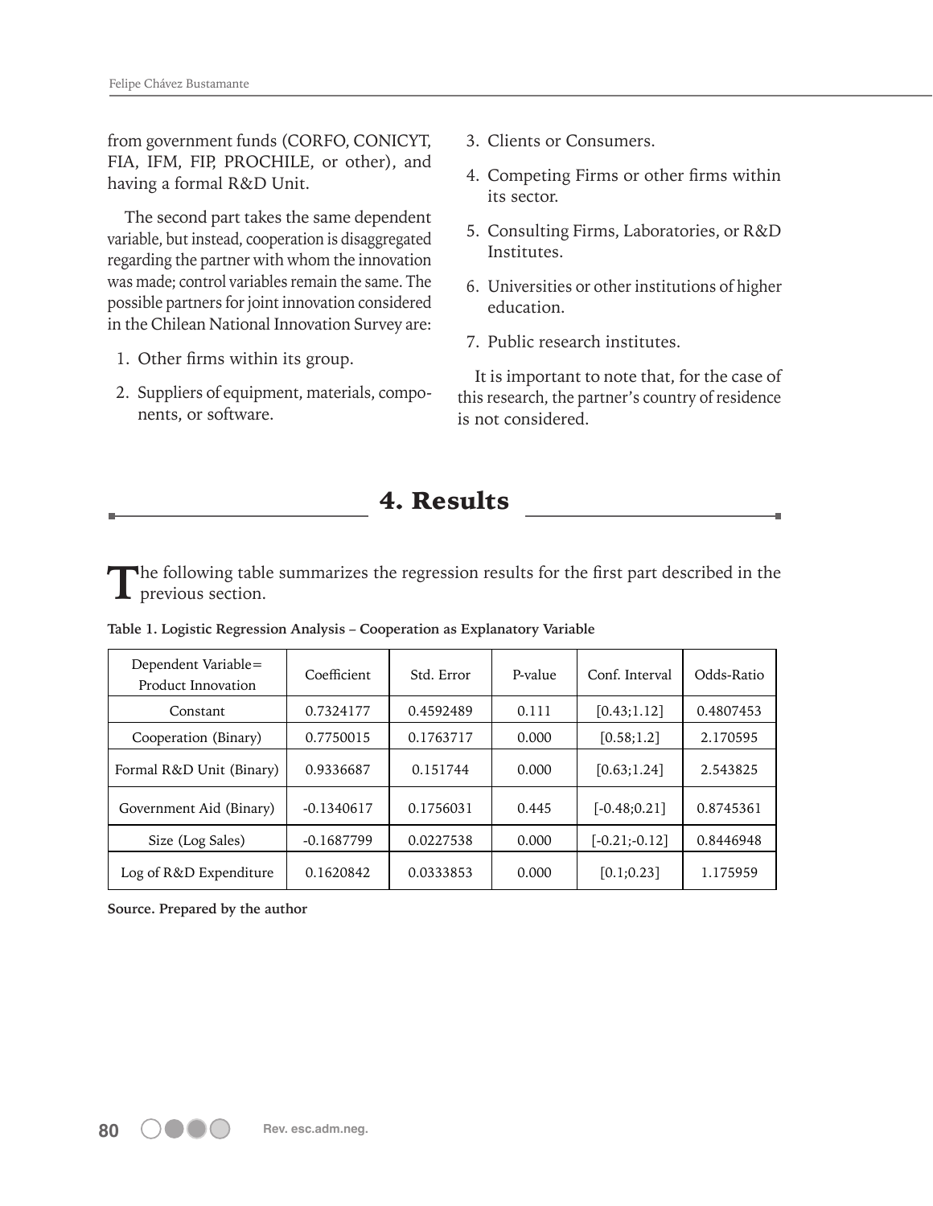from government funds (CORFO, CONICYT, FIA, IFM, FIP, PROCHILE, or other), and having a formal R&D Unit.

The second part takes the same dependent variable, but instead, cooperation is disaggregated regarding the partner with whom the innovation was made; control variables remain the same. The possible partners for joint innovation considered in the Chilean National Innovation Survey are:

1. Other firms within its group.
2. Suppliers of equipment, materials, components, or software.
3. Clients or Consumers.
4. Competing Firms or other firms within its sector.
5. Consulting Firms, Laboratories, or R&D Institutes.
6. Universities or other institutions of higher education.
7. Public research institutes.

It is important to note that, for the case of this research, the partner's country of residence is not considered.

## 4. Results

The following table summarizes the regression results for the first part described in the previous section.

**Table 1. Logistic Regression Analysis – Cooperation as Explanatory Variable**

| Dependent Variable= Product Innovation | Coefficient | Std. Error | P-value | Conf. Interval | Odds-Ratio |
|---|---|---|---|---|---|
| Constant | 0.7324177 | 0.4592489 | 0.111 | [0.43;1.12] | 0.4807453 |
| Cooperation (Binary) | 0.7750015 | 0.1763717 | 0.000 | [0.58;1.2] | 2.170595 |
| Formal R&D Unit (Binary) | 0.9336687 | 0.151744 | 0.000 | [0.63;1.24] | 2.543825 |
| Government Aid (Binary) | -0.1340617 | 0.1756031 | 0.445 | [-0.48;0.21] | 0.8745361 |
| Size (Log Sales) | -0.1687799 | 0.0227538 | 0.000 | [-0.21;-0.12] | 0.8446948 |
| Log of R&D Expenditure | 0.1620842 | 0.0333853 | 0.000 | [0.1;0.23] | 1.175959 |

**Source. Prepared by the author**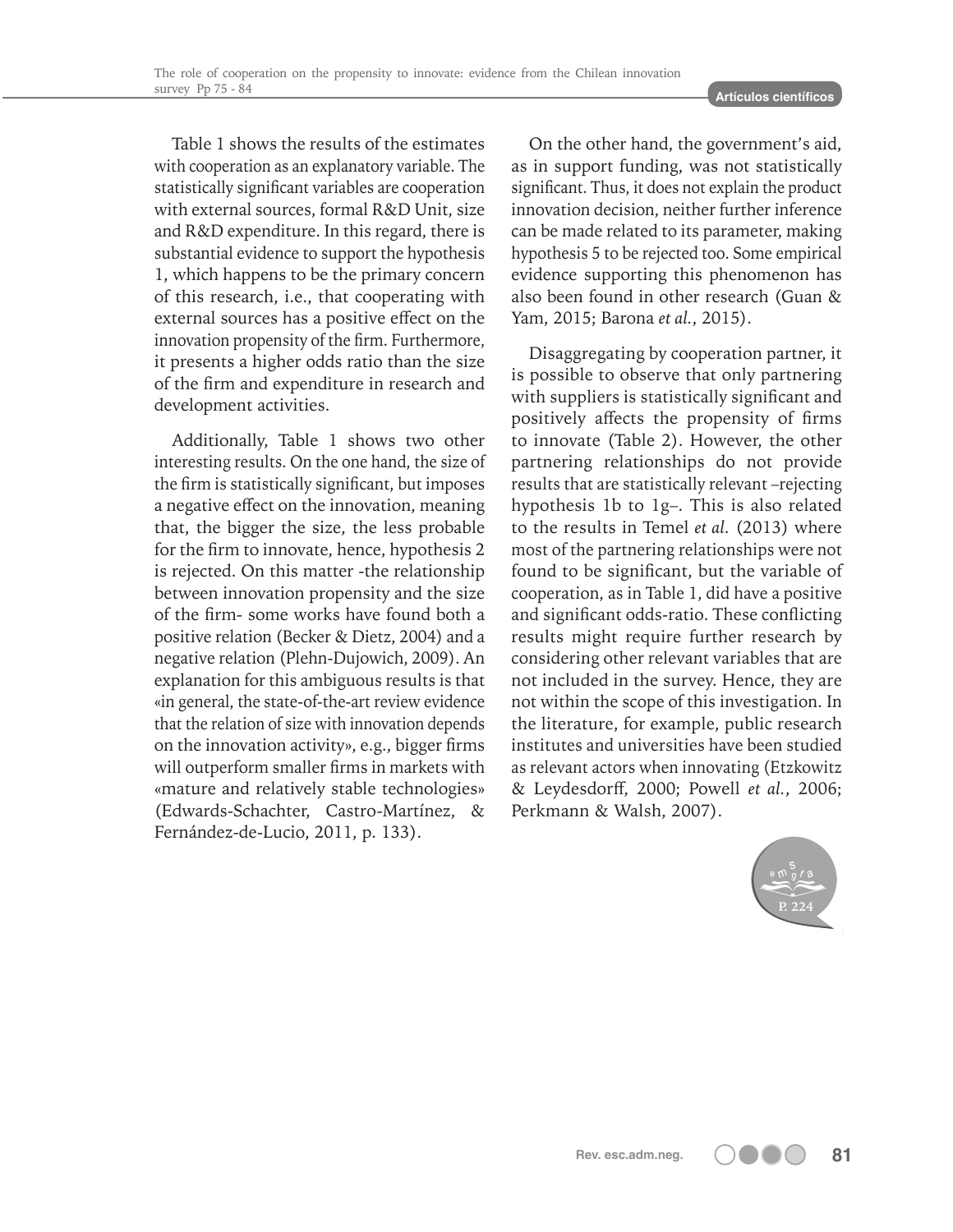Table 1 shows the results of the estimates with cooperation as an explanatory variable. The statistically significant variables are cooperation with external sources, formal R&D Unit, size and R&D expenditure. In this regard, there is substantial evidence to support the hypothesis 1, which happens to be the primary concern of this research, i.e., that cooperating with external sources has a positive effect on the innovation propensity of the firm. Furthermore, it presents a higher odds ratio than the size of the firm and expenditure in research and development activities.

Additionally, Table 1 shows two other interesting results. On the one hand, the size of the firm is statistically significant, but imposes a negative effect on the innovation, meaning that, the bigger the size, the less probable for the firm to innovate, hence, hypothesis 2 is rejected. On this matter -the relationship between innovation propensity and the size of the firm- some works have found both a positive relation (Becker & Dietz, 2004) and a negative relation (Plehn-Dujowich, 2009). An explanation for this ambiguous results is that «in general, the state-of-the-art review evidence that the relation of size with innovation depends on the innovation activity», e.g., bigger firms will outperform smaller firms in markets with «mature and relatively stable technologies» (Edwards-Schachter, Castro-Martínez, & Fernández-de-Lucio, 2011, p. 133).

On the other hand, the government's aid, as in support funding, was not statistically significant. Thus, it does not explain the product innovation decision, neither further inference can be made related to its parameter, making hypothesis 5 to be rejected too. Some empirical evidence supporting this phenomenon has also been found in other research (Guan & Yam, 2015; Barona *et al.*, 2015).

Disaggregating by cooperation partner, it is possible to observe that only partnering with suppliers is statistically significant and positively affects the propensity of firms to innovate (Table 2). However, the other partnering relationships do not provide results that are statistically relevant –rejecting hypothesis 1b to 1g–. This is also related to the results in Temel *et al.* (2013) where most of the partnering relationships were not found to be significant, but the variable of cooperation, as in Table 1, did have a positive and significant odds-ratio. These conflicting results might require further research by considering other relevant variables that are not included in the survey. Hence, they are not within the scope of this investigation. In the literature, for example, public research institutes and universities have been studied as relevant actors when innovating (Etzkowitz & Leydesdorff, 2000; Powell *et al.*, 2006; Perkmann & Walsh, 2007).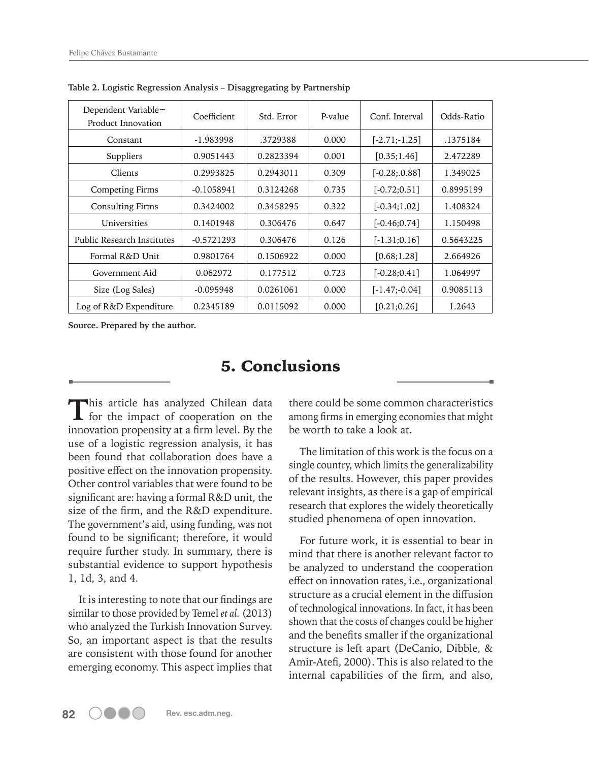**Table 2. Logistic Regression Analysis – Disaggregating by Partnership**

| Dependent Variable= Product Innovation | Coefficient | Std. Error | P-value | Conf. Interval | Odds-Ratio |
|---|---|---|---|---|---|
| Constant | -1.983998 | .3729388 | 0.000 | [-2.71;-1.25] | .1375184 |
| Suppliers | 0.9051443 | 0.2823394 | 0.001 | [0.35;1.46] | 2.472289 |
| Clients | 0.2993825 | 0.2943011 | 0.309 | [-0.28;.0.88] | 1.349025 |
| Competing Firms | -0.1058941 | 0.3124268 | 0.735 | [-0.72;0.51] | 0.8995199 |
| Consulting Firms | 0.3424002 | 0.3458295 | 0.322 | [-0.34;1.02] | 1.408324 |
| Universities | 0.1401948 | 0.306476 | 0.647 | [-0.46;0.74] | 1.150498 |
| Public Research Institutes | -0.5721293 | 0.306476 | 0.126 | [-1.31;0.16] | 0.5643225 |
| Formal R&D Unit | 0.9801764 | 0.1506922 | 0.000 | [0.68;1.28] | 2.664926 |
| Government Aid | 0.062972 | 0.177512 | 0.723 | [-0.28;0.41] | 1.064997 |
| Size (Log Sales) | -0.095948 | 0.0261061 | 0.000 | [-1.47;-0.04] | 0.9085113 |
| Log of R&D Expenditure | 0.2345189 | 0.0115092 | 0.000 | [0.21;0.26] | 1.2643 |

**Source. Prepared by the author.**

## 5. Conclusions

This article has analyzed Chilean data for the impact of cooperation on the innovation propensity at a firm level. By the use of a logistic regression analysis, it has been found that collaboration does have a positive effect on the innovation propensity. Other control variables that were found to be significant are: having a formal R&D unit, the size of the firm, and the R&D expenditure. The government's aid, using funding, was not found to be significant; therefore, it would require further study. In summary, there is substantial evidence to support hypothesis 1, 1d, 3, and 4.

It is interesting to note that our findings are similar to those provided by Temel *et al.* (2013) who analyzed the Turkish Innovation Survey. So, an important aspect is that the results are consistent with those found for another emerging economy. This aspect implies that there could be some common characteristics among firms in emerging economies that might be worth to take a look at.

The limitation of this work is the focus on a single country, which limits the generalizability of the results. However, this paper provides relevant insights, as there is a gap of empirical research that explores the widely theoretically studied phenomena of open innovation.

For future work, it is essential to bear in mind that there is another relevant factor to be analyzed to understand the cooperation effect on innovation rates, i.e., organizational structure as a crucial element in the diffusion of technological innovations. In fact, it has been shown that the costs of changes could be higher and the benefits smaller if the organizational structure is left apart (DeCanio, Dibble, & Amir-Atefi, 2000). This is also related to the internal capabilities of the firm, and also,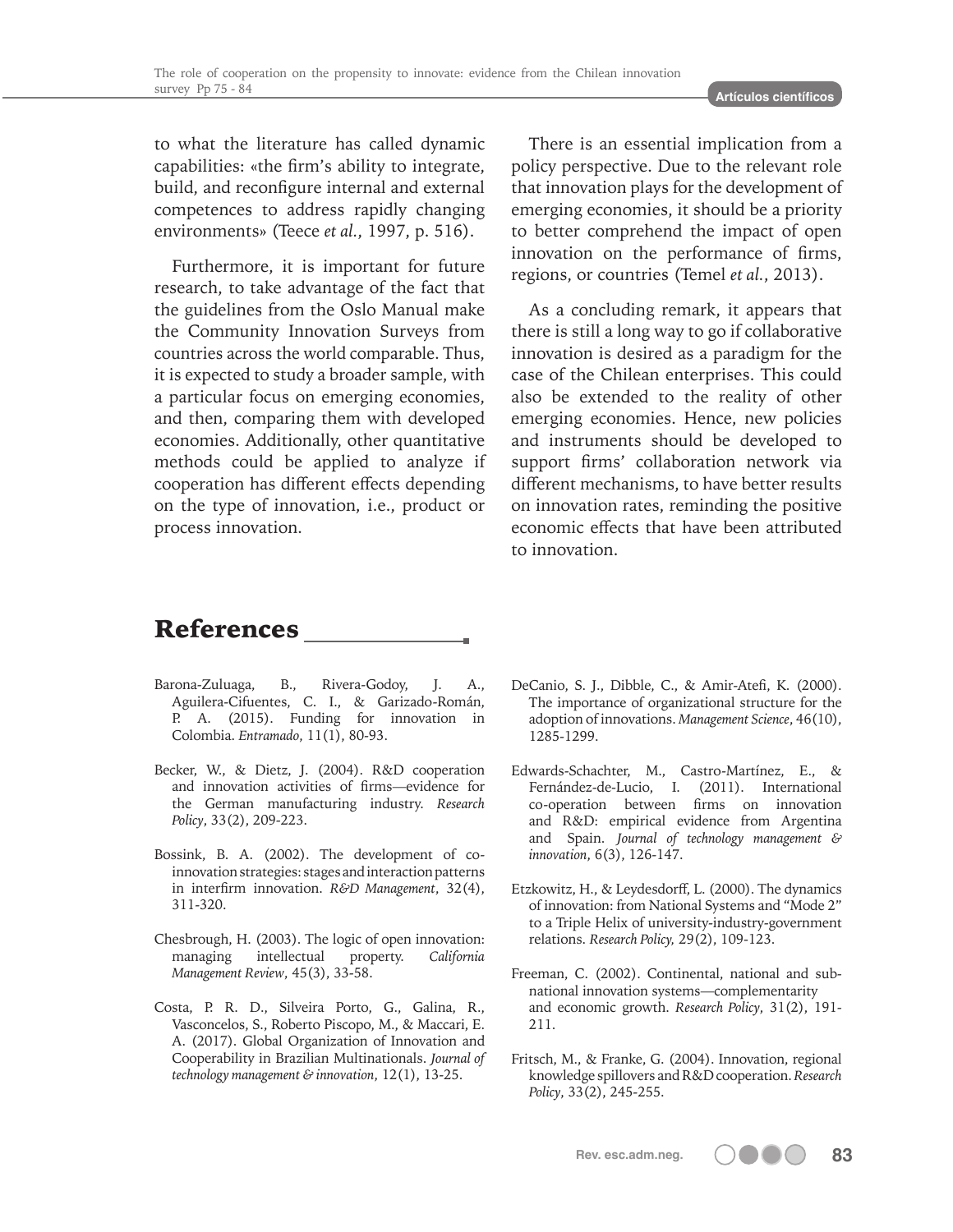to what the literature has called dynamic capabilities: «the firm's ability to integrate, build, and reconfigure internal and external competences to address rapidly changing environments» (Teece *et al.*, 1997, p. 516).

Furthermore, it is important for future research, to take advantage of the fact that the guidelines from the Oslo Manual make the Community Innovation Surveys from countries across the world comparable. Thus, it is expected to study a broader sample, with a particular focus on emerging economies, and then, comparing them with developed economies. Additionally, other quantitative methods could be applied to analyze if cooperation has different effects depending on the type of innovation, i.e., product or process innovation.

There is an essential implication from a policy perspective. Due to the relevant role that innovation plays for the development of emerging economies, it should be a priority to better comprehend the impact of open innovation on the performance of firms, regions, or countries (Temel *et al.*, 2013).

As a concluding remark, it appears that there is still a long way to go if collaborative innovation is desired as a paradigm for the case of the Chilean enterprises. This could also be extended to the reality of other emerging economies. Hence, new policies and instruments should be developed to support firms' collaboration network via different mechanisms, to have better results on innovation rates, reminding the positive economic effects that have been attributed to innovation.

# References

Barona-Zuluaga, B., Rivera-Godoy, J. A., Aguilera-Cifuentes, C. I., & Garizado-Román, P. A. (2015). Funding for innovation in Colombia. *Entramado*, 11(1), 80-93.

Becker, W., & Dietz, J. (2004). R&D cooperation and innovation activities of firms—evidence for the German manufacturing industry. *Research Policy*, 33(2), 209-223.

Bossink, B. A. (2002). The development of co-innovation strategies: stages and interaction patterns in interfirm innovation. *R&D Management*, 32(4), 311-320.

Chesbrough, H. (2003). The logic of open innovation: managing intellectual property. *California Management Review*, 45(3), 33-58.

Costa, P. R. D., Silveira Porto, G., Galina, R., Vasconcelos, S., Roberto Piscopo, M., & Maccari, E. A. (2017). Global Organization of Innovation and Cooperability in Brazilian Multinationals. *Journal of technology management & innovation*, 12(1), 13-25.

DeCanio, S. J., Dibble, C., & Amir-Atefi, K. (2000). The importance of organizational structure for the adoption of innovations. *Management Science*, 46(10), 1285-1299.

Edwards-Schachter, M., Castro-Martínez, E., & Fernández-de-Lucio, I. (2011). International co-operation between firms on innovation and R&D: empirical evidence from Argentina and Spain. *Journal of technology management & innovation*, 6(3), 126-147.

Etzkowitz, H., & Leydesdorff, L. (2000). The dynamics of innovation: from National Systems and "Mode 2" to a Triple Helix of university-industry-government relations. *Research Policy,* 29(2), 109-123.

Freeman, C. (2002). Continental, national and sub-national innovation systems—complementarity and economic growth. *Research Policy*, 31(2), 191-211.

Fritsch, M., & Franke, G. (2004). Innovation, regional knowledge spillovers and R&D cooperation. *Research Policy*, 33(2), 245-255.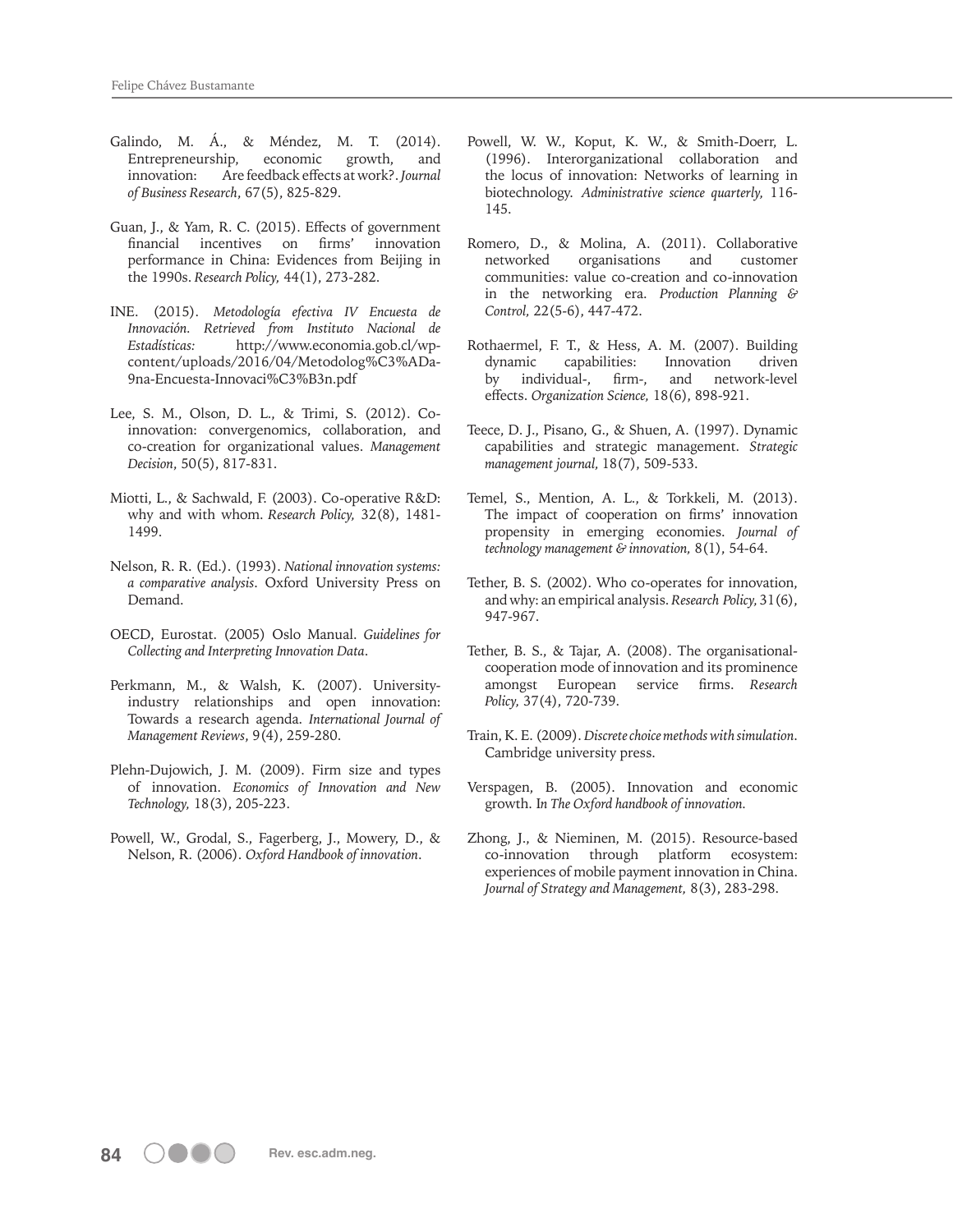Galindo, M. Á., & Méndez, M. T. (2014). Entrepreneurship, economic growth, and innovation: Are feedback effects at work?. *Journal of Business Research*, 67(5), 825-829.

Guan, J., & Yam, R. C. (2015). Effects of government financial incentives on firms' innovation performance in China: Evidences from Beijing in the 1990s. *Research Policy,* 44(1), 273-282.

INE. (2015). *Metodología efectiva IV Encuesta de Innovación. Retrieved from Instituto Nacional de Estadísticas:* http://www.economia.gob.cl/wp-content/uploads/2016/04/Metodolog%C3%ADa-9na-Encuesta-Innovaci%C3%B3n.pdf

Lee, S. M., Olson, D. L., & Trimi, S. (2012). Co-innovation: convergenomics, collaboration, and co-creation for organizational values. *Management Decision*, 50(5), 817-831.

Miotti, L., & Sachwald, F. (2003). Co-operative R&D: why and with whom. *Research Policy,* 32(8), 1481-1499.

Nelson, R. R. (Ed.). (1993). *National innovation systems: a comparative analysis*. Oxford University Press on Demand.

OECD, Eurostat. (2005) Oslo Manual. *Guidelines for Collecting and Interpreting Innovation Data*.

Perkmann, M., & Walsh, K. (2007). University-industry relationships and open innovation: Towards a research agenda. *International Journal of Management Reviews*, 9(4), 259-280.

Plehn-Dujowich, J. M. (2009). Firm size and types of innovation. *Economics of Innovation and New Technology,* 18(3), 205-223.

Powell, W., Grodal, S., Fagerberg, J., Mowery, D., & Nelson, R. (2006). *Oxford Handbook of innovation*.

Powell, W. W., Koput, K. W., & Smith-Doerr, L. (1996). Interorganizational collaboration and the locus of innovation: Networks of learning in biotechnology. *Administrative science quarterly,* 116-145.

Romero, D., & Molina, A. (2011). Collaborative networked organisations and customer communities: value co-creation and co-innovation in the networking era. *Production Planning & Control,* 22(5-6), 447-472.

Rothaermel, F. T., & Hess, A. M. (2007). Building dynamic capabilities: Innovation driven by individual-, firm-, and network-level effects. *Organization Science,* 18(6), 898-921.

Teece, D. J., Pisano, G., & Shuen, A. (1997). Dynamic capabilities and strategic management. *Strategic management journal,* 18(7), 509-533.

Temel, S., Mention, A. L., & Torkkeli, M. (2013). The impact of cooperation on firms' innovation propensity in emerging economies. *Journal of technology management & innovation,* 8(1), 54-64.

Tether, B. S. (2002). Who co-operates for innovation, and why: an empirical analysis. *Research Policy,* 31(6), 947-967.

Tether, B. S., & Tajar, A. (2008). The organisational-cooperation mode of innovation and its prominence amongst European service firms. *Research Policy,* 37(4), 720-739.

Train, K. E. (2009). *Discrete choice methods with simulation*. Cambridge university press.

Verspagen, B. (2005). Innovation and economic growth. I*n The Oxford handbook of innovation.*

Zhong, J., & Nieminen, M. (2015). Resource-based co-innovation through platform ecosystem: experiences of mobile payment innovation in China. *Journal of Strategy and Management,* 8(3), 283-298.